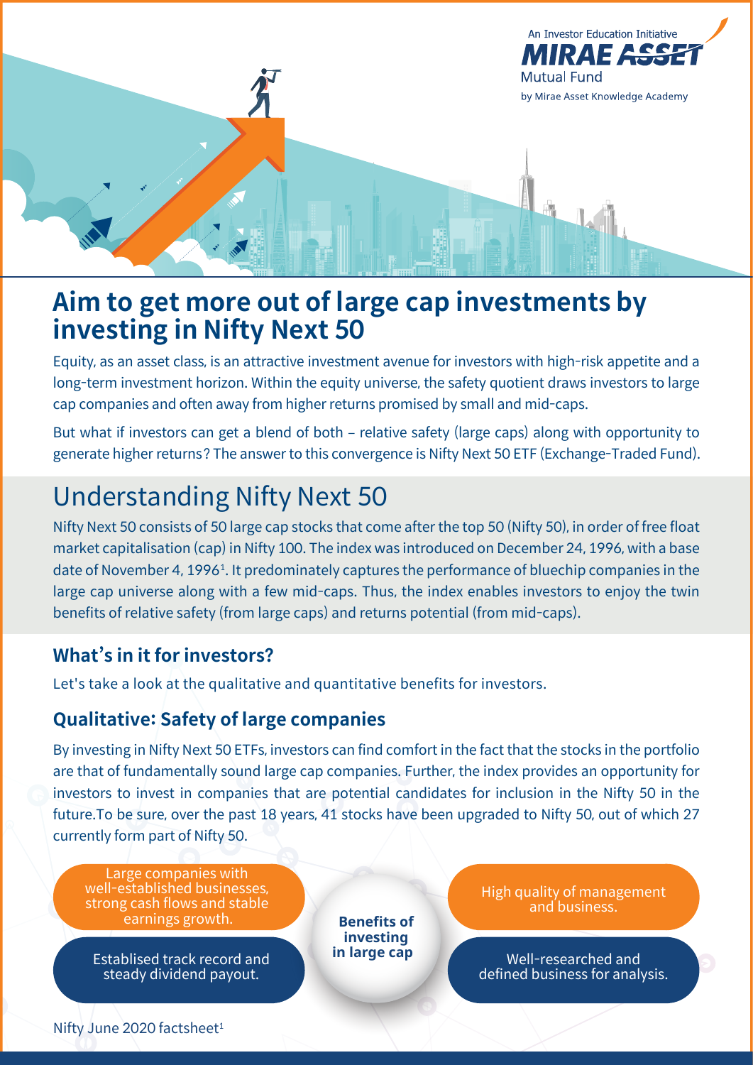An Investor Education Initiative
MIRAE ASSET Mutual Fund
by Mirae Asset Knowledge Academy

# Aim to get more out of large cap investments by investing in Nifty Next 50

Equity, as an asset class, is an attractive investment avenue for investors with high-risk appetite and a long-term investment horizon. Within the equity universe, the safety quotient draws investors to large cap companies and often away from higher returns promised by small and mid-caps.

But what if investors can get a blend of both – relative safety (large caps) along with opportunity to generate higher returns? The answer to this convergence is Nifty Next 50 ETF (Exchange-Traded Fund).

## Understanding Nifty Next 50

Nifty Next 50 consists of 50 large cap stocks that come after the top 50 (Nifty 50), in order of free float market capitalisation (cap) in Nifty 100. The index was introduced on December 24, 1996, with a base date of November 4, 1996[1]. It predominately captures the performance of bluechip companies in the large cap universe along with a few mid-caps. Thus, the index enables investors to enjoy the twin benefits of relative safety (from large caps) and returns potential (from mid-caps).

### What's in it for investors?

Let's take a look at the qualitative and quantitative benefits for investors.

### Qualitative: Safety of large companies

By investing in Nifty Next 50 ETFs, investors can find comfort in the fact that the stocks in the portfolio are that of fundamentally sound large cap companies. Further, the index provides an opportunity for investors to invest in companies that are potential candidates for inclusion in the Nifty 50 in the future.To be sure, over the past 18 years, 41 stocks have been upgraded to Nifty 50, out of which 27 currently form part of Nifty 50.

**Benefits of investing in large cap**

- Large companies with well-established businesses, strong cash flows and stable earnings growth.
- High quality of management and business.
- Establised track record and steady dividend payout.
- Well-researched and defined business for analysis.

Nifty June 2020 factsheet[1]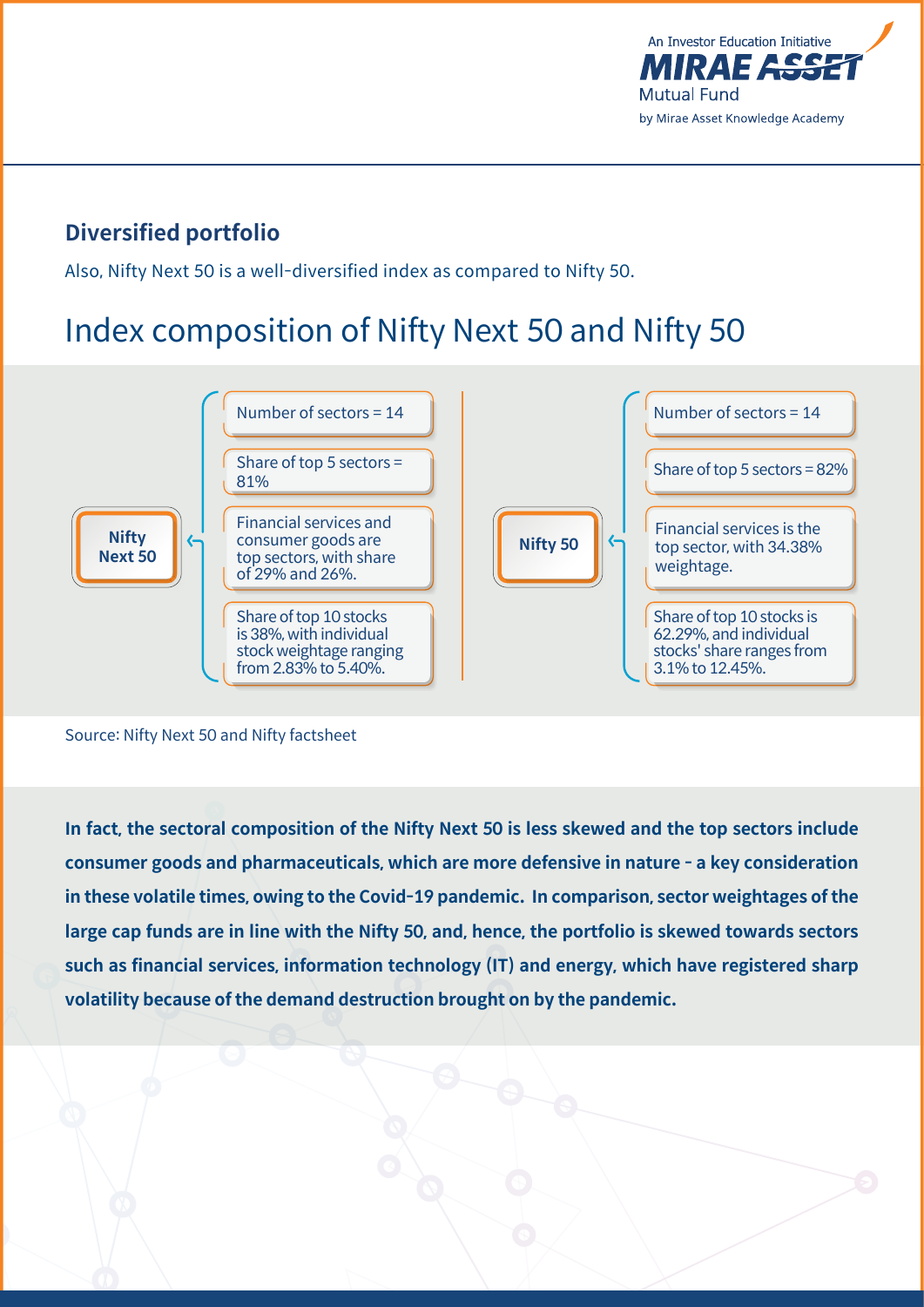## Diversified portfolio

Also, Nifty Next 50 is a well-diversified index as compared to Nifty 50.

# Index composition of Nifty Next 50 and Nifty 50

**Nifty Next 50**

- Number of sectors = 14
- Share of top 5 sectors = 81%
- Financial services and consumer goods are top sectors, with share of 29% and 26%.
- Share of top 10 stocks is 38%, with individual stock weightage ranging from 2.83% to 5.40%.

**Nifty 50**

- Number of sectors = 14
- Share of top 5 sectors = 82%
- Financial services is the top sector, with 34.38% weightage.
- Share of top 10 stocks is 62.29%, and individual stocks' share ranges from 3.1% to 12.45%.

Source: Nifty Next 50 and Nifty factsheet

**In fact, the sectoral composition of the Nifty Next 50 is less skewed and the top sectors include consumer goods and pharmaceuticals, which are more defensive in nature - a key consideration in these volatile times, owing to the Covid-19 pandemic. In comparison, sector weightages of the large cap funds are in line with the Nifty 50, and, hence, the portfolio is skewed towards sectors such as financial services, information technology (IT) and energy, which have registered sharp volatility because of the demand destruction brought on by the pandemic.**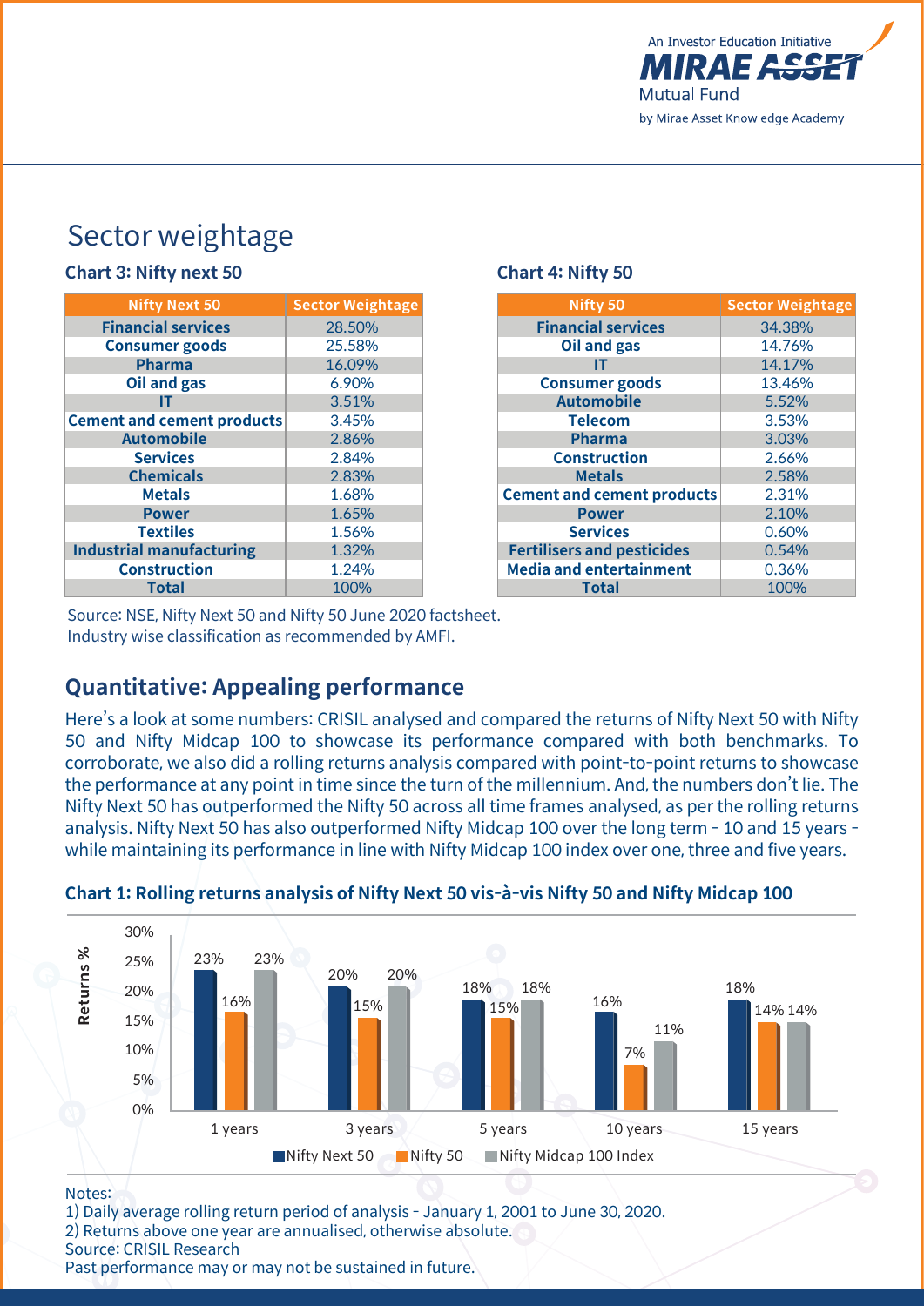# Sector weightage

### Chart 3: Nifty next 50

| Nifty Next 50 | Sector Weightage |
|---|---|
| Financial services | 28.50% |
| Consumer goods | 25.58% |
| Pharma | 16.09% |
| Oil and gas | 6.90% |
| IT | 3.51% |
| Cement and cement products | 3.45% |
| Automobile | 2.86% |
| Services | 2.84% |
| Chemicals | 2.83% |
| Metals | 1.68% |
| Power | 1.65% |
| Textiles | 1.56% |
| Industrial manufacturing | 1.32% |
| Construction | 1.24% |
| Total | 100% |

### Chart 4: Nifty 50

| Nifty 50 | Sector Weightage |
|---|---|
| Financial services | 34.38% |
| Oil and gas | 14.76% |
| IT | 14.17% |
| Consumer goods | 13.46% |
| Automobile | 5.52% |
| Telecom | 3.53% |
| Pharma | 3.03% |
| Construction | 2.66% |
| Metals | 2.58% |
| Cement and cement products | 2.31% |
| Power | 2.10% |
| Services | 0.60% |
| Fertilisers and pesticides | 0.54% |
| Media and entertainment | 0.36% |
| Total | 100% |

Source: NSE, Nifty Next 50 and Nifty 50 June 2020 factsheet.
Industry wise classification as recommended by AMFI.

## Quantitative: Appealing performance

Here's a look at some numbers: CRISIL analysed and compared the returns of Nifty Next 50 with Nifty 50 and Nifty Midcap 100 to showcase its performance compared with both benchmarks. To corroborate, we also did a rolling returns analysis compared with point-to-point returns to showcase the performance at any point in time since the turn of the millennium. And, the numbers don't lie. The Nifty Next 50 has outperformed the Nifty 50 across all time frames analysed, as per the rolling returns analysis. Nifty Next 50 has also outperformed Nifty Midcap 100 over the long term - 10 and 15 years - while maintaining its performance in line with Nifty Midcap 100 index over one, three and five years.

### Chart 1: Rolling returns analysis of Nifty Next 50 vis-à-vis Nifty 50 and Nifty Midcap 100

| Returns % | 1 years | 3 years | 5 years | 10 years | 15 years |
|---|---|---|---|---|---|
| Nifty Next 50 | 23% | 20% | 18% | 16% | 18% |
| Nifty 50 | 16% | 15% | 15% | 7% | 14% |
| Nifty Midcap 100 Index | 23% | 20% | 18% | 11% | 14% |

Notes:
1) Daily average rolling return period of analysis - January 1, 2001 to June 30, 2020.
2) Returns above one year are annualised, otherwise absolute.
Source: CRISIL Research
Past performance may or may not be sustained in future.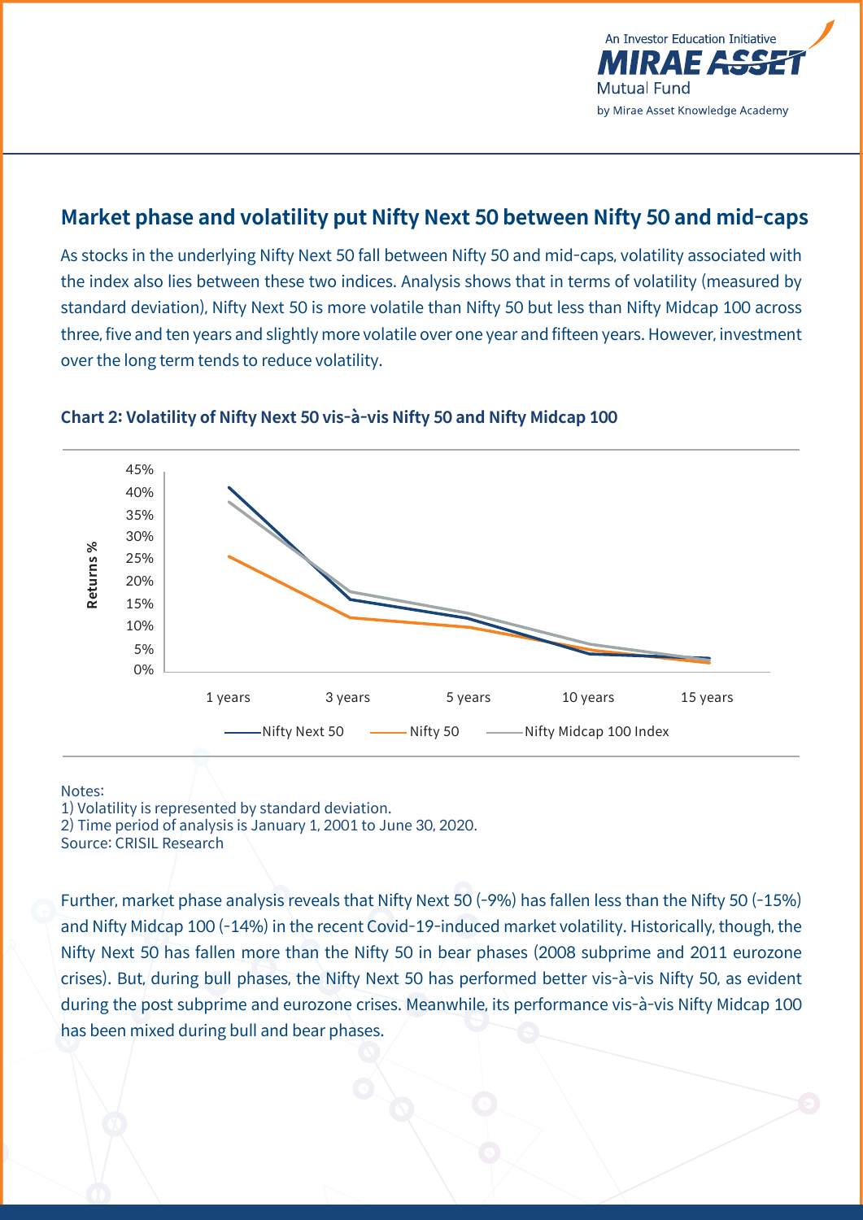## Market phase and volatility put Nifty Next 50 between Nifty 50 and mid-caps

As stocks in the underlying Nifty Next 50 fall between Nifty 50 and mid-caps, volatility associated with the index also lies between these two indices. Analysis shows that in terms of volatility (measured by standard deviation), Nifty Next 50 is more volatile than Nifty 50 but less than Nifty Midcap 100 across three, five and ten years and slightly more volatile over one year and fifteen years. However, investment over the long term tends to reduce volatility.

**Chart 2: Volatility of Nifty Next 50 vis-à-vis Nifty 50 and Nifty Midcap 100**

Notes:
1) Volatility is represented by standard deviation.
2) Time period of analysis is January 1, 2001 to June 30, 2020.
Source: CRISIL Research

Further, market phase analysis reveals that Nifty Next 50 (-9%) has fallen less than the Nifty 50 (-15%) and Nifty Midcap 100 (-14%) in the recent Covid-19-induced market volatility. Historically, though, the Nifty Next 50 has fallen more than the Nifty 50 in bear phases (2008 subprime and 2011 eurozone crises). But, during bull phases, the Nifty Next 50 has performed better vis-à-vis Nifty 50, as evident during the post subprime and eurozone crises. Meanwhile, its performance vis-à-vis Nifty Midcap 100 has been mixed during bull and bear phases.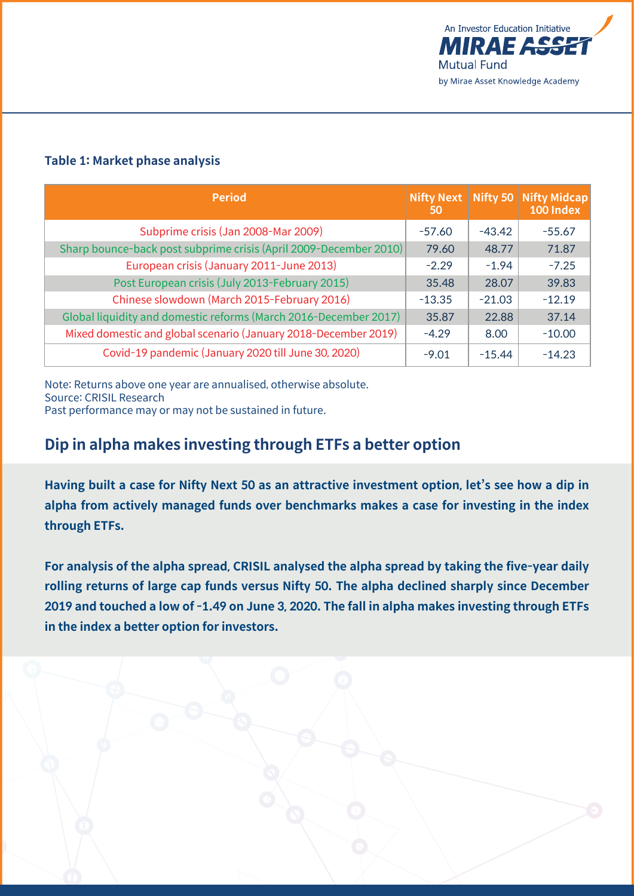**Table 1: Market phase analysis**

| Period | Nifty Next 50 | Nifty 50 | Nifty Midcap 100 Index |
|---|---|---|---|
| Subprime crisis (Jan 2008-Mar 2009) | -57.60 | -43.42 | -55.67 |
| Sharp bounce-back post subprime crisis (April 2009-December 2010) | 79.60 | 48.77 | 71.87 |
| European crisis (January 2011-June 2013) | -2.29 | -1.94 | -7.25 |
| Post European crisis (July 2013-February 2015) | 35.48 | 28.07 | 39.83 |
| Chinese slowdown (March 2015-February 2016) | -13.35 | -21.03 | -12.19 |
| Global liquidity and domestic reforms (March 2016-December 2017) | 35.87 | 22.88 | 37.14 |
| Mixed domestic and global scenario (January 2018-December 2019) | -4.29 | 8.00 | -10.00 |
| Covid-19 pandemic (January 2020 till June 30, 2020) | -9.01 | -15.44 | -14.23 |

Note: Returns above one year are annualised, otherwise absolute.
Source: CRISIL Research
Past performance may or may not be sustained in future.

## Dip in alpha makes investing through ETFs a better option

**Having built a case for Nifty Next 50 as an attractive investment option, let's see how a dip in alpha from actively managed funds over benchmarks makes a case for investing in the index through ETFs.**

**For analysis of the alpha spread, CRISIL analysed the alpha spread by taking the five-year daily rolling returns of large cap funds versus Nifty 50. The alpha declined sharply since December 2019 and touched a low of -1.49 on June 3, 2020. The fall in alpha makes investing through ETFs in the index a better option for investors.**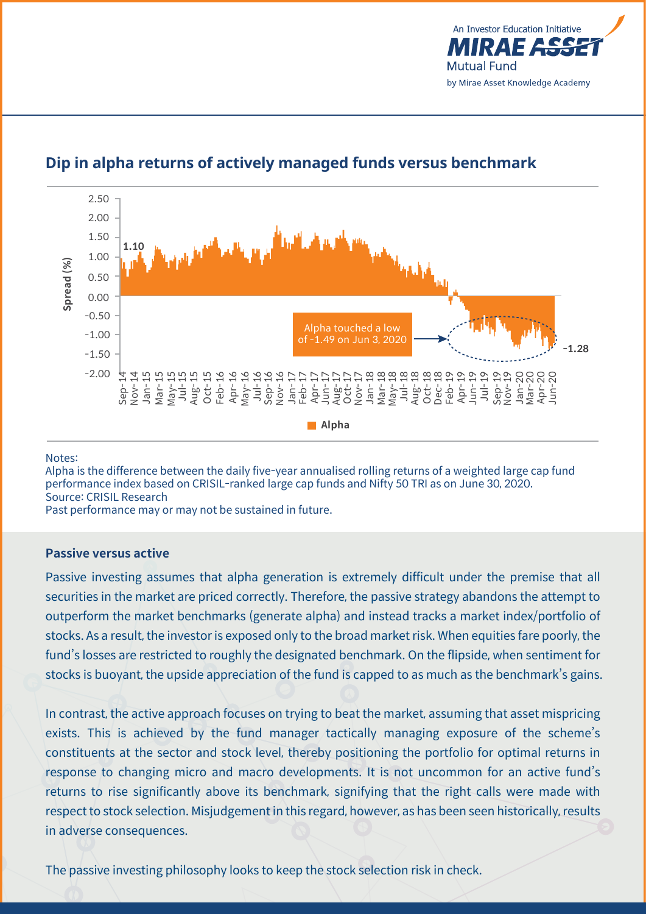## Dip in alpha returns of actively managed funds versus benchmark

Spread (%)

1.10

Alpha touched a low of -1.49 on Jun 3, 2020

-1.28

Alpha

Notes:
Alpha is the difference between the daily five-year annualised rolling returns of a weighted large cap fund performance index based on CRISIL-ranked large cap funds and Nifty 50 TRI as on June 30, 2020.
Source: CRISIL Research
Past performance may or may not be sustained in future.

### Passive versus active

Passive investing assumes that alpha generation is extremely difficult under the premise that all securities in the market are priced correctly. Therefore, the passive strategy abandons the attempt to outperform the market benchmarks (generate alpha) and instead tracks a market index/portfolio of stocks. As a result, the investor is exposed only to the broad market risk. When equities fare poorly, the fund's losses are restricted to roughly the designated benchmark. On the flipside, when sentiment for stocks is buoyant, the upside appreciation of the fund is capped to as much as the benchmark's gains.

In contrast, the active approach focuses on trying to beat the market, assuming that asset mispricing exists. This is achieved by the fund manager tactically managing exposure of the scheme's constituents at the sector and stock level, thereby positioning the portfolio for optimal returns in response to changing micro and macro developments. It is not uncommon for an active fund's returns to rise significantly above its benchmark, signifying that the right calls were made with respect to stock selection. Misjudgement in this regard, however, as has been seen historically, results in adverse consequences.

The passive investing philosophy looks to keep the stock selection risk in check.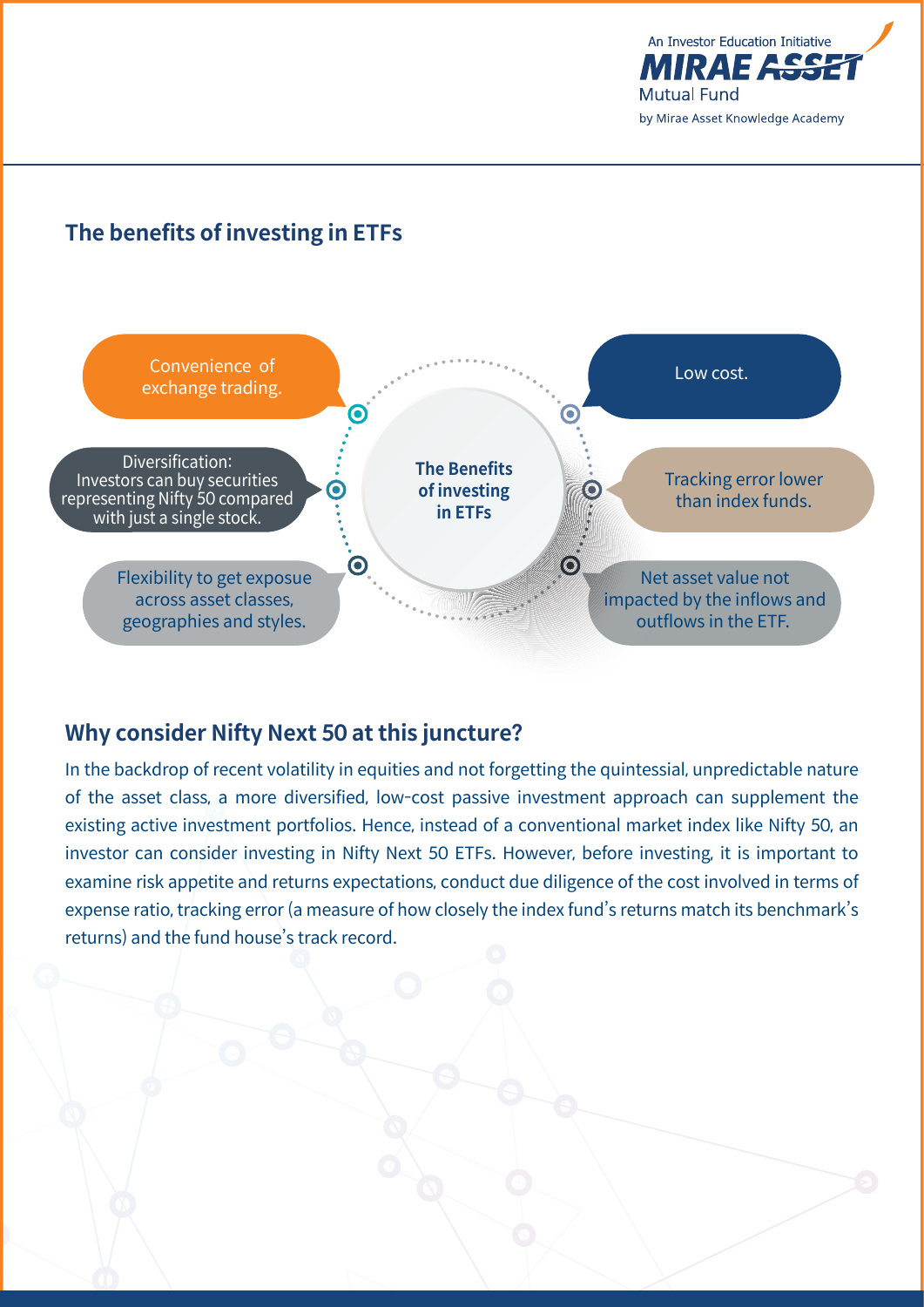## The benefits of investing in ETFs

**The Benefits of investing in ETFs**

- Convenience of exchange trading.
- Diversification: Investors can buy securities representing Nifty 50 compared with just a single stock.
- Flexibility to get exposue across asset classes, geographies and styles.
- Low cost.
- Tracking error lower than index funds.
- Net asset value not impacted by the inflows and outflows in the ETF.

## Why consider Nifty Next 50 at this juncture?

In the backdrop of recent volatility in equities and not forgetting the quintessial, unpredictable nature of the asset class, a more diversified, low-cost passive investment approach can supplement the existing active investment portfolios. Hence, instead of a conventional market index like Nifty 50, an investor can consider investing in Nifty Next 50 ETFs. However, before investing, it is important to examine risk appetite and returns expectations, conduct due diligence of the cost involved in terms of expense ratio, tracking error (a measure of how closely the index fund's returns match its benchmark's returns) and the fund house's track record.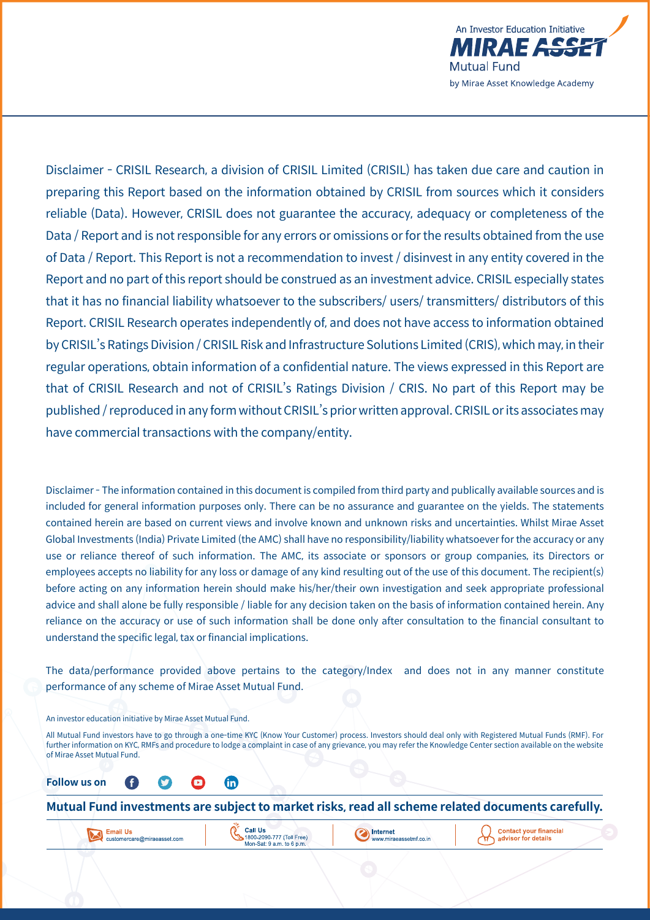An Investor Education Initiative

MIRAE ASSET
Mutual Fund
by Mirae Asset Knowledge Academy

Disclaimer - CRISIL Research, a division of CRISIL Limited (CRISIL) has taken due care and caution in preparing this Report based on the information obtained by CRISIL from sources which it considers reliable (Data). However, CRISIL does not guarantee the accuracy, adequacy or completeness of the Data / Report and is not responsible for any errors or omissions or for the results obtained from the use of Data / Report. This Report is not a recommendation to invest / disinvest in any entity covered in the Report and no part of this report should be construed as an investment advice. CRISIL especially states that it has no financial liability whatsoever to the subscribers/ users/ transmitters/ distributors of this Report. CRISIL Research operates independently of, and does not have access to information obtained by CRISIL's Ratings Division / CRISIL Risk and Infrastructure Solutions Limited (CRIS), which may, in their regular operations, obtain information of a confidential nature. The views expressed in this Report are that of CRISIL Research and not of CRISIL's Ratings Division / CRIS. No part of this Report may be published / reproduced in any form without CRISIL's prior written approval. CRISIL or its associates may have commercial transactions with the company/entity.

Disclaimer - The information contained in this document is compiled from third party and publically available sources and is included for general information purposes only. There can be no assurance and guarantee on the yields. The statements contained herein are based on current views and involve known and unknown risks and uncertainties. Whilst Mirae Asset Global Investments (India) Private Limited (the AMC) shall have no responsibility/liability whatsoever for the accuracy or any use or reliance thereof of such information. The AMC, its associate or sponsors or group companies, its Directors or employees accepts no liability for any loss or damage of any kind resulting out of the use of this document. The recipient(s) before acting on any information herein should make his/her/their own investigation and seek appropriate professional advice and shall alone be fully responsible / liable for any decision taken on the basis of information contained herein. Any reliance on the accuracy or use of such information shall be done only after consultation to the financial consultant to understand the specific legal, tax or financial implications.

The data/performance provided above pertains to the category/Index and does not in any manner constitute performance of any scheme of Mirae Asset Mutual Fund.

An investor education initiative by Mirae Asset Mutual Fund.

All Mutual Fund investors have to go through a one-time KYC (Know Your Customer) process. Investors should deal only with Registered Mutual Funds (RMF). For further information on KYC, RMFs and procedure to lodge a complaint in case of any grievance, you may refer the Knowledge Center section available on the website of Mirae Asset Mutual Fund.

**Follow us on**

**Mutual Fund investments are subject to market risks, read all scheme related documents carefully.**

Email Us
customercare@miraeasset.com

Call Us
1800-2090-777 (Toll Free)
Mon-Sat: 9 a.m. to 6 p.m.

Internet
www.miraeassetmf.co.in

Contact your financial advisor for details